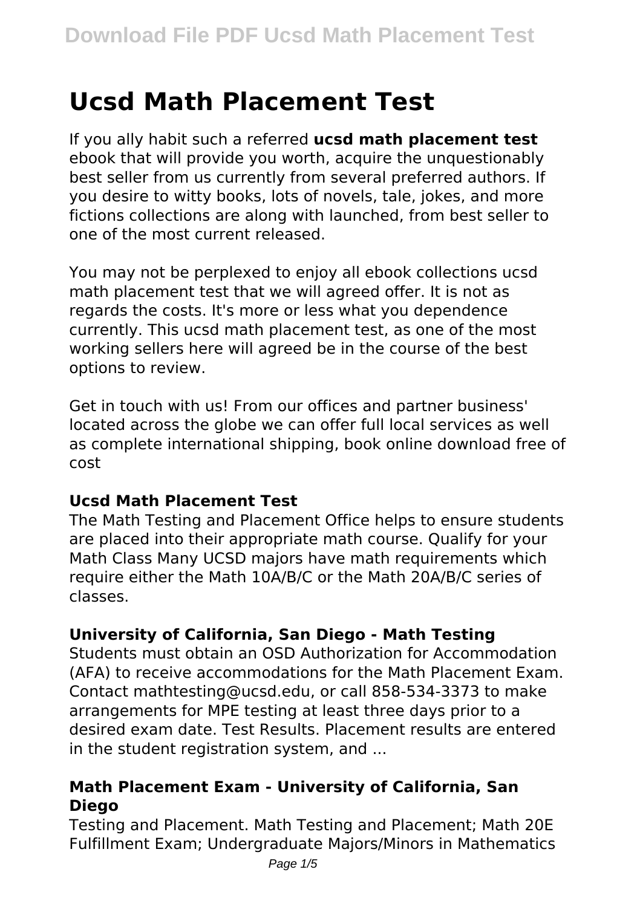# Ucsd Math Placement Test

If you ally habit such a referred **ucsd math placement test** ebook that will provide you worth, acquire the unquestionably best seller from us currently from several preferred authors. If you desire to witty books, lots of novels, tale, jokes, and more fictions collections are along with launched, from best seller to one of the most current released.

You may not be perplexed to enjoy all ebook collections ucsd math placement test that we will agreed offer. It is not as regards the costs. It's more or less what you dependence currently. This ucsd math placement test, as one of the most working sellers here will agreed be in the course of the best options to review.

Get in touch with us! From our offices and partner business' located across the globe we can offer full local services as well as complete international shipping, book online download free of cost

### Ucsd Math Placement Test

The Math Testing and Placement Office helps to ensure students are placed into their appropriate math course. Qualify for your Math Class Many UCSD majors have math requirements which require either the Math 10A/B/C or the Math 20A/B/C series of classes.

### University of California, San Diego - Math Testing

Students must obtain an OSD Authorization for Accommodation (AFA) to receive accommodations for the Math Placement Exam. Contact mathtesting@ucsd.edu, or call 858-534-3373 to make arrangements for MPE testing at least three days prior to a desired exam date. Test Results. Placement results are entered in the student registration system, and ...

### Math Placement Exam - University of California, San Diego

Testing and Placement. Math Testing and Placement; Math 20E Fulfillment Exam; Undergraduate Majors/Minors in Mathematics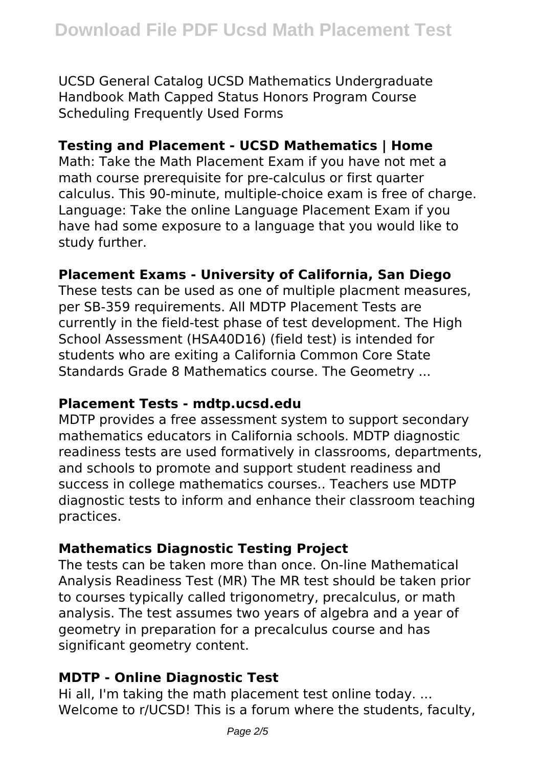UCSD General Catalog UCSD Mathematics Undergraduate Handbook Math Capped Status Honors Program Course Scheduling Frequently Used Forms

**Testing and Placement - UCSD Mathematics | Home**

Math: Take the Math Placement Exam if you have not met a math course prerequisite for pre-calculus or first quarter calculus. This 90-minute, multiple-choice exam is free of charge. Language: Take the online Language Placement Exam if you have had some exposure to a language that you would like to study further.

**Placement Exams - University of California, San Diego**

These tests can be used as one of multiple placment measures, per SB-359 requirements. All MDTP Placement Tests are currently in the field-test phase of test development. The High School Assessment (HSA40D16) (field test) is intended for students who are exiting a California Common Core State Standards Grade 8 Mathematics course. The Geometry ...

**Placement Tests - mdtp.ucsd.edu**

MDTP provides a free assessment system to support secondary mathematics educators in California schools. MDTP diagnostic readiness tests are used formatively in classrooms, departments, and schools to promote and support student readiness and success in college mathematics courses.. Teachers use MDTP diagnostic tests to inform and enhance their classroom teaching practices.

**Mathematics Diagnostic Testing Project**

The tests can be taken more than once. On-line Mathematical Analysis Readiness Test (MR) The MR test should be taken prior to courses typically called trigonometry, precalculus, or math analysis. The test assumes two years of algebra and a year of geometry in preparation for a precalculus course and has significant geometry content.

**MDTP - Online Diagnostic Test**

Hi all, I'm taking the math placement test online today. ... Welcome to r/UCSD! This is a forum where the students, faculty,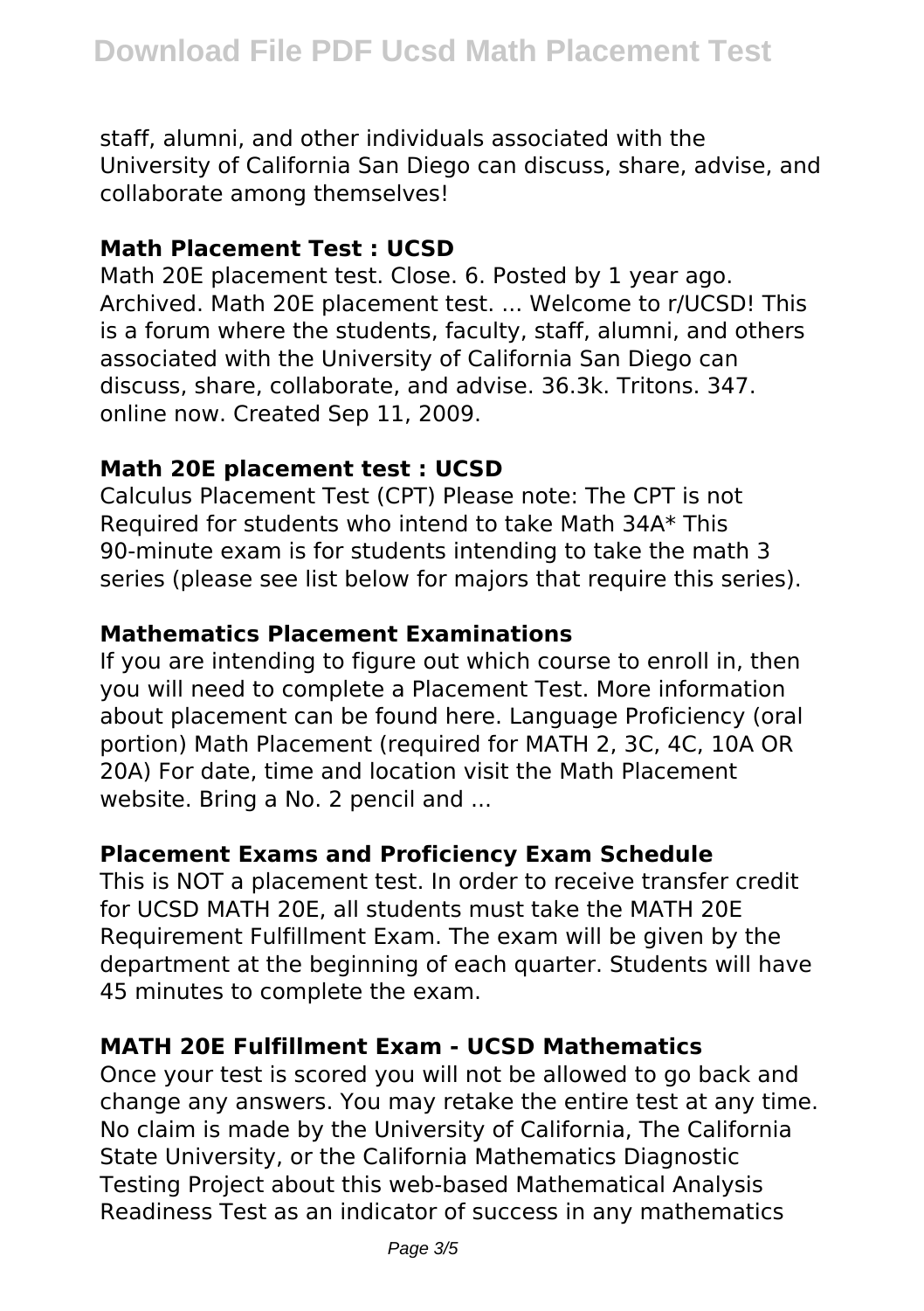staff, alumni, and other individuals associated with the University of California San Diego can discuss, share, advise, and collaborate among themselves!

### Math Placement Test : UCSD

Math 20E placement test. Close. 6. Posted by 1 year ago. Archived. Math 20E placement test. ... Welcome to r/UCSD! This is a forum where the students, faculty, staff, alumni, and others associated with the University of California San Diego can discuss, share, collaborate, and advise. 36.3k. Tritons. 347. online now. Created Sep 11, 2009.

### Math 20E placement test : UCSD

Calculus Placement Test (CPT) Please note: The CPT is not Required for students who intend to take Math 34A* This 90-minute exam is for students intending to take the math 3 series (please see list below for majors that require this series).

### Mathematics Placement Examinations

If you are intending to figure out which course to enroll in, then you will need to complete a Placement Test. More information about placement can be found here. Language Proficiency (oral portion) Math Placement (required for MATH 2, 3C, 4C, 10A OR 20A) For date, time and location visit the Math Placement website. Bring a No. 2 pencil and ...

### Placement Exams and Proficiency Exam Schedule

This is NOT a placement test. In order to receive transfer credit for UCSD MATH 20E, all students must take the MATH 20E Requirement Fulfillment Exam. The exam will be given by the department at the beginning of each quarter. Students will have 45 minutes to complete the exam.

### MATH 20E Fulfillment Exam - UCSD Mathematics

Once your test is scored you will not be allowed to go back and change any answers. You may retake the entire test at any time. No claim is made by the University of California, The California State University, or the California Mathematics Diagnostic Testing Project about this web-based Mathematical Analysis Readiness Test as an indicator of success in any mathematics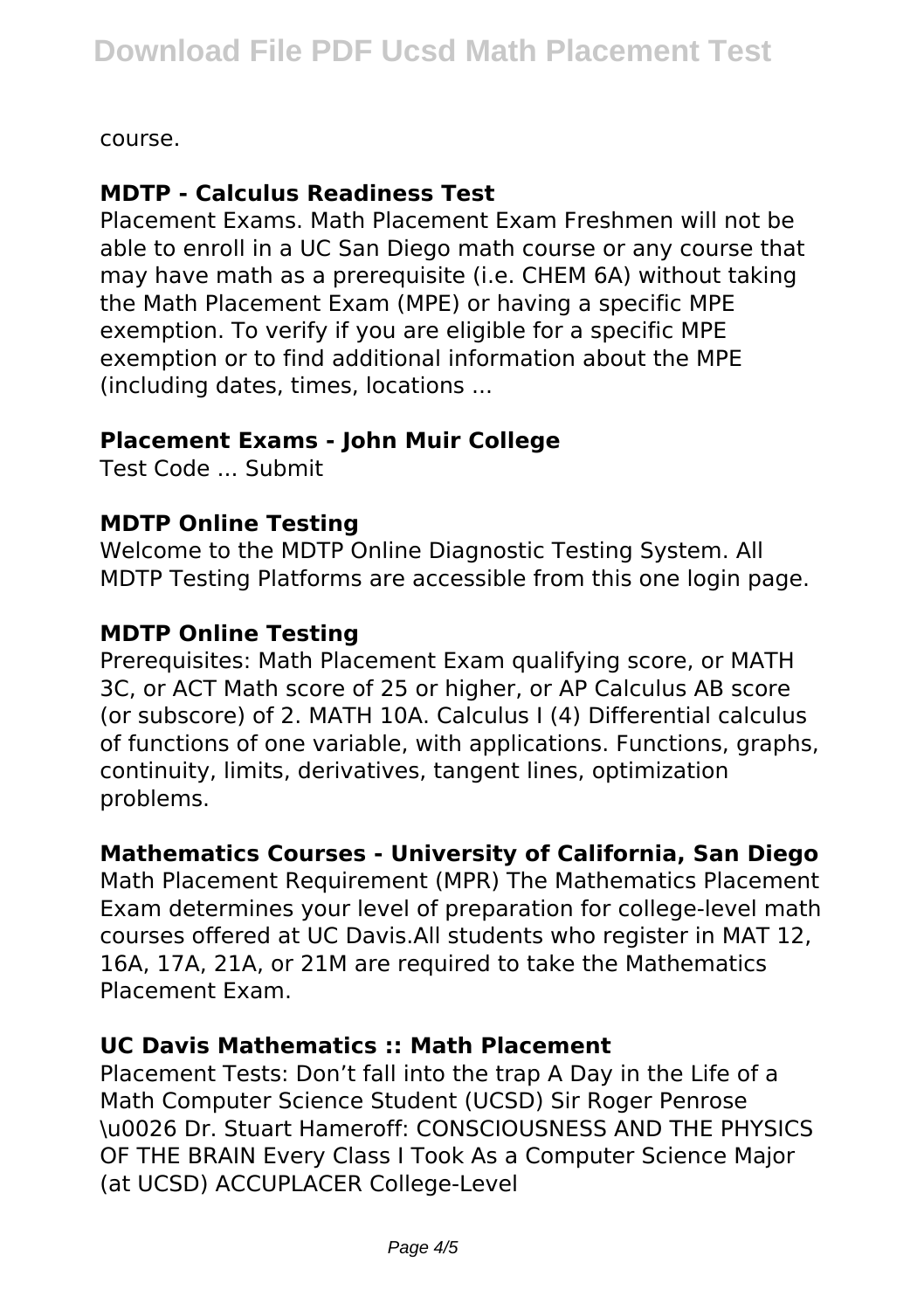course.

**MDTP - Calculus Readiness Test**

Placement Exams. Math Placement Exam Freshmen will not be able to enroll in a UC San Diego math course or any course that may have math as a prerequisite (i.e. CHEM 6A) without taking the Math Placement Exam (MPE) or having a specific MPE exemption. To verify if you are eligible for a specific MPE exemption or to find additional information about the MPE (including dates, times, locations ...

**Placement Exams - John Muir College**

Test Code ... Submit

**MDTP Online Testing**

Welcome to the MDTP Online Diagnostic Testing System. All MDTP Testing Platforms are accessible from this one login page.

**MDTP Online Testing**

Prerequisites: Math Placement Exam qualifying score, or MATH 3C, or ACT Math score of 25 or higher, or AP Calculus AB score (or subscore) of 2. MATH 10A. Calculus I (4) Differential calculus of functions of one variable, with applications. Functions, graphs, continuity, limits, derivatives, tangent lines, optimization problems.

**Mathematics Courses - University of California, San Diego**

Math Placement Requirement (MPR) The Mathematics Placement Exam determines your level of preparation for college-level math courses offered at UC Davis.All students who register in MAT 12, 16A, 17A, 21A, or 21M are required to take the Mathematics Placement Exam.

**UC Davis Mathematics :: Math Placement**

Placement Tests: Don't fall into the trap A Day in the Life of a Math Computer Science Student (UCSD) Sir Roger Penrose \u0026 Dr. Stuart Hameroff: CONSCIOUSNESS AND THE PHYSICS OF THE BRAIN Every Class I Took As a Computer Science Major (at UCSD) ACCUPLACER College-Level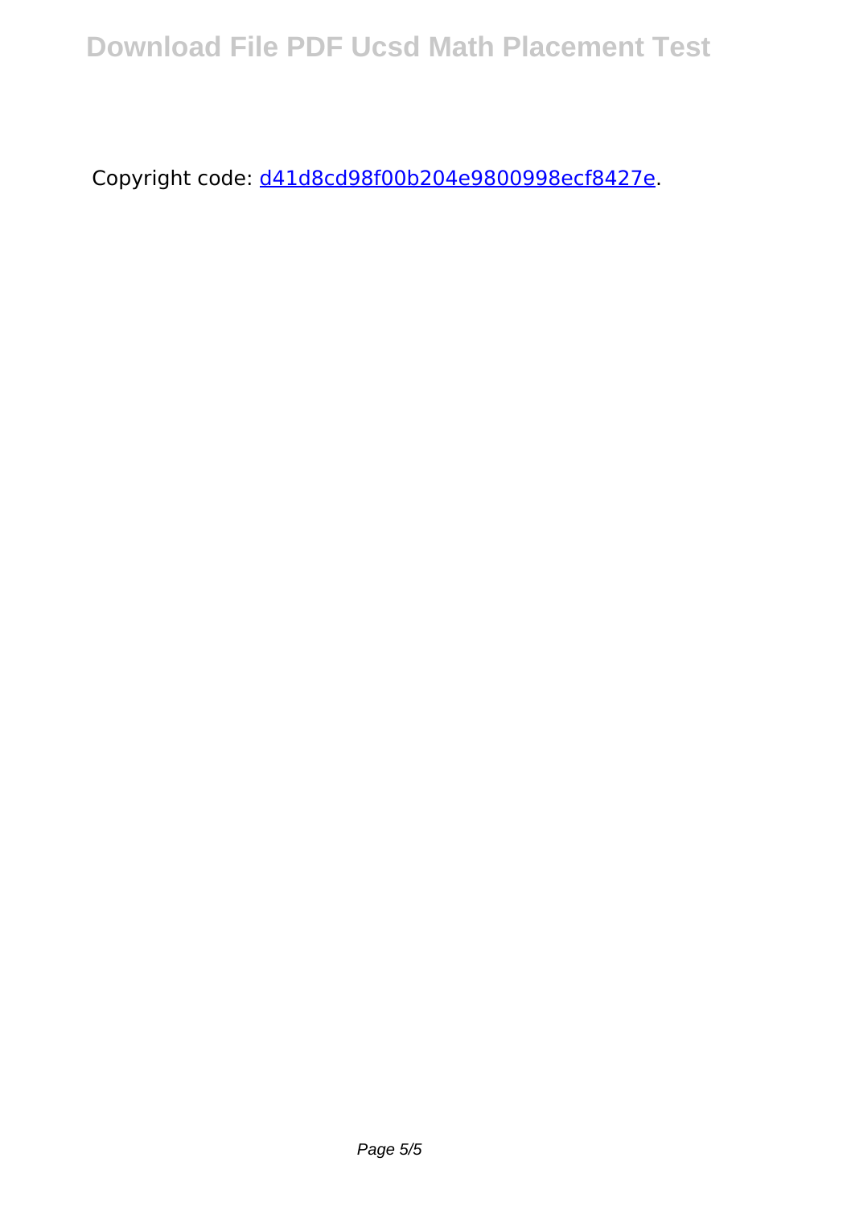Copyright code: [d41d8cd98f00b204e9800998ecf8427e](d41d8cd98f00b204e9800998ecf8427e).